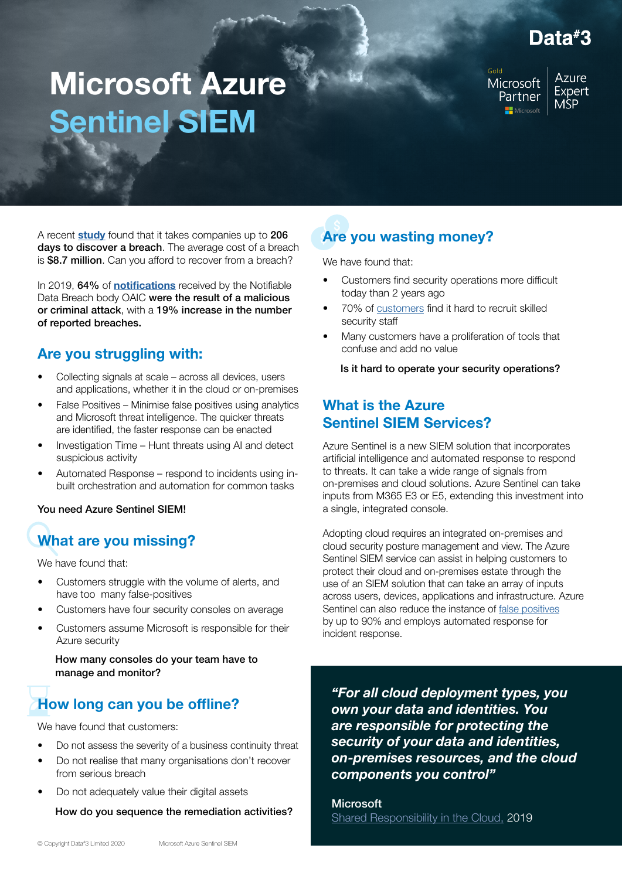# Microsoft Azure Sentinel SIEM

Data#3

Gold Microsoft Partner | Azure Expert MSP

A recent **study** found that it takes companies up to **206 days to discover a breach**. The average cost of a breach is **$8.7 million**. Can you afford to recover from a breach?

In 2019, **64%** of **notifications** received by the Notifiable Data Breach body OAIC **were the result of a malicious or criminal attack**, with a **19% increase in the number of reported breaches.**

## Are you struggling with:

- Collecting signals at scale – across all devices, users and applications, whether it in the cloud or on-premises
- False Positives – Minimise false positives using analytics and Microsoft threat intelligence. The quicker threats are identified, the faster response can be enacted
- Investigation Time – Hunt threats using AI and detect suspicious activity
- Automated Response – respond to incidents using in-built orchestration and automation for common tasks

**You need Azure Sentinel SIEM!**

## What are you missing?

We have found that:

- Customers struggle with the volume of alerts, and have too many false-positives
- Customers have four security consoles on average
- Customers assume Microsoft is responsible for their Azure security

**How many consoles do your team have to manage and monitor?**

## How long can you be offline?

We have found that customers:

- Do not assess the severity of a business continuity threat
- Do not realise that many organisations don't recover from serious breach
- Do not adequately value their digital assets

**How do you sequence the remediation activities?**

## Are you wasting money?

We have found that:

- Customers find security operations more difficult today than 2 years ago
- 70% of customers find it hard to recruit skilled security staff
- Many customers have a proliferation of tools that confuse and add no value

**Is it hard to operate your security operations?**

## What is the Azure Sentinel SIEM Services?

Azure Sentinel is a new SIEM solution that incorporates artificial intelligence and automated response to respond to threats. It can take a wide range of signals from on-premises and cloud solutions. Azure Sentinel can take inputs from M365 E3 or E5, extending this investment into a single, integrated console.

Adopting cloud requires an integrated on-premises and cloud security posture management and view. The Azure Sentinel SIEM service can assist in helping customers to protect their cloud and on-premises estate through the use of an SIEM solution that can take an array of inputs across users, devices, applications and infrastructure. Azure Sentinel can also reduce the instance of false positives by up to 90% and employs automated response for incident response.

> ***"For all cloud deployment types, you own your data and identities. You are responsible for protecting the security of your data and identities, on-premises resources, and the cloud components you control"***
>
> Microsoft
> Shared Responsibility in the Cloud, 2019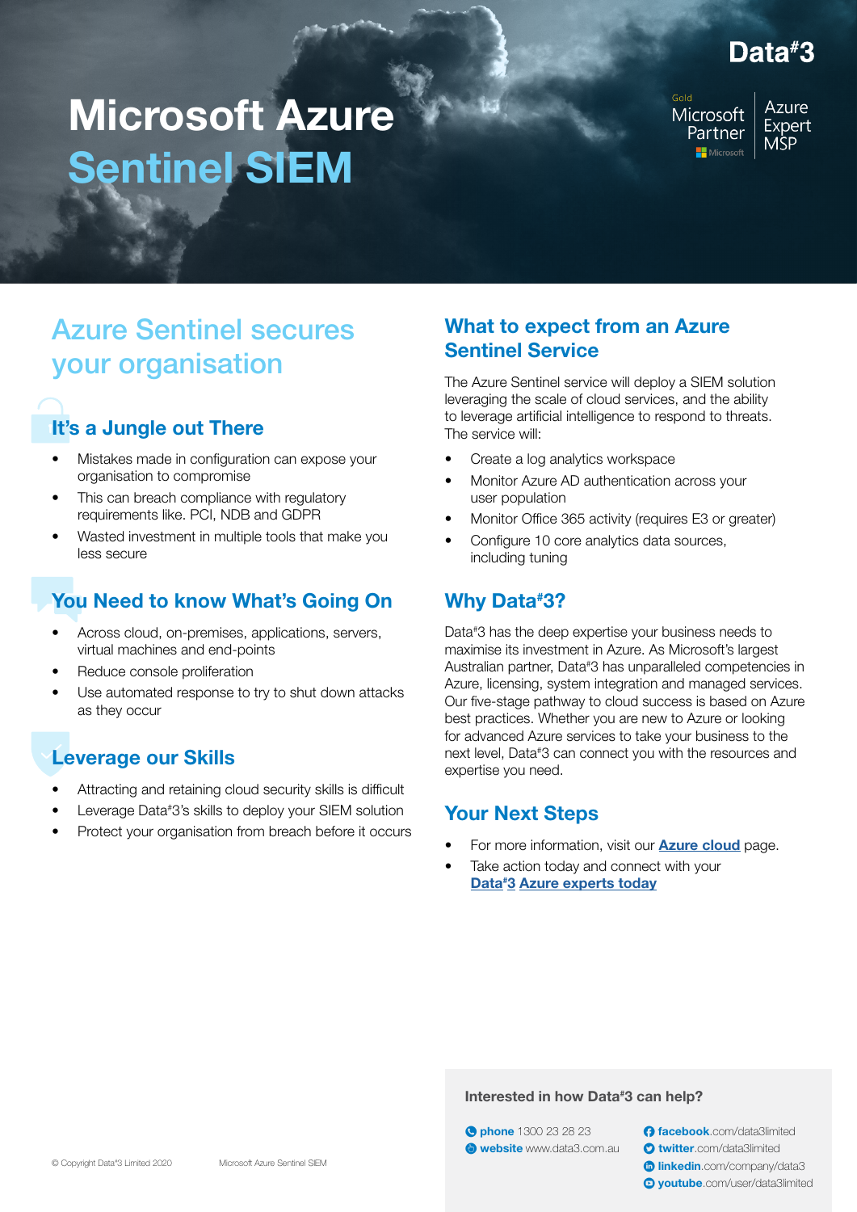Data#3

Gold Microsoft Partner | Azure Expert MSP

# Microsoft Azure Sentinel SIEM

## Azure Sentinel secures your organisation

### It's a Jungle out There

- Mistakes made in configuration can expose your organisation to compromise
- This can breach compliance with regulatory requirements like. PCI, NDB and GDPR
- Wasted investment in multiple tools that make you less secure

### You Need to know What's Going On

- Across cloud, on-premises, applications, servers, virtual machines and end-points
- Reduce console proliferation
- Use automated response to try to shut down attacks as they occur

### Leverage our Skills

- Attracting and retaining cloud security skills is difficult
- Leverage Data#3's skills to deploy your SIEM solution
- Protect your organisation from breach before it occurs

## What to expect from an Azure Sentinel Service

The Azure Sentinel service will deploy a SIEM solution leveraging the scale of cloud services, and the ability to leverage artificial intelligence to respond to threats. The service will:

- Create a log analytics workspace
- Monitor Azure AD authentication across your user population
- Monitor Office 365 activity (requires E3 or greater)
- Configure 10 core analytics data sources, including tuning

## Why Data#3?

Data#3 has the deep expertise your business needs to maximise its investment in Azure. As Microsoft's largest Australian partner, Data#3 has unparalleled competencies in Azure, licensing, system integration and managed services. Our five-stage pathway to cloud success is based on Azure best practices. Whether you are new to Azure or looking for advanced Azure services to take your business to the next level, Data#3 can connect you with the resources and expertise you need.

## Your Next Steps

- For more information, visit our **Azure cloud** page.
- Take action today and connect with your **Data#3 Azure experts today**

**Interested in how Data#3 can help?**

**phone** 1300 23 28 23
**website** www.data3.com.au
**facebook**.com/data3limited
**twitter**.com/data3limited
**linkedin**.com/company/data3
**youtube**.com/user/data3limited

© Copyright Data#3 Limited 2020 Microsoft Azure Sentinel SIEM